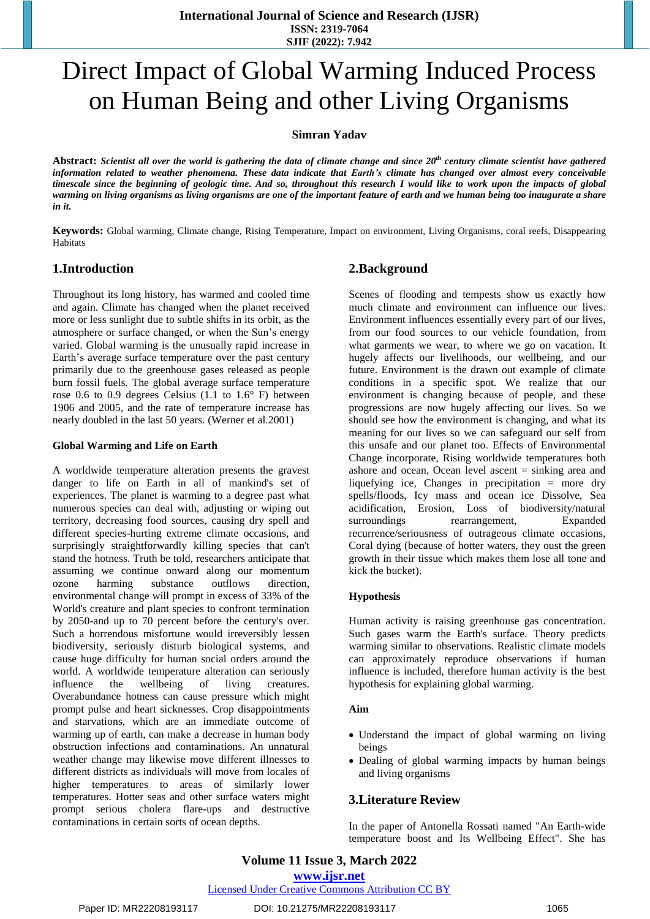# Direct Impact of Global Warming Induced Process on Human Being and other Living Organisms

**Simran Yadav**

**Abstract:** ***Scientist all over the world is gathering the data of climate change and since 20th century climate scientist have gathered information related to weather phenomena. These data indicate that Earth's climate has changed over almost every conceivable timescale since the beginning of geologic time. And so, throughout this research I would like to work upon the impacts of global warming on living organisms as living organisms are one of the important feature of earth and we human being too inaugurate a share in it.***

**Keywords:** Global warming, Climate change, Rising Temperature, Impact on environment, Living Organisms, coral reefs, Disappearing Habitats

## 1. Introduction

Throughout its long history, has warmed and cooled time and again. Climate has changed when the planet received more or less sunlight due to subtle shifts in its orbit, as the atmosphere or surface changed, or when the Sun's energy varied. Global warming is the unusually rapid increase in Earth's average surface temperature over the past century primarily due to the greenhouse gases released as people burn fossil fuels. The global average surface temperature rose 0.6 to 0.9 degrees Celsius (1.1 to 1.6° F) between 1906 and 2005, and the rate of temperature increase has nearly doubled in the last 50 years. (Werner et al.2001)

### Global Warming and Life on Earth

A worldwide temperature alteration presents the gravest danger to life on Earth in all of mankind's set of experiences. The planet is warming to a degree past what numerous species can deal with, adjusting or wiping out territory, decreasing food sources, causing dry spell and different species-hurting extreme climate occasions, and surprisingly straightforwardly killing species that can't stand the hotness. Truth be told, researchers anticipate that assuming we continue onward along our momentum ozone harming substance outflows direction, environmental change will prompt in excess of 33% of the World's creature and plant species to confront termination by 2050-and up to 70 percent before the century's over. Such a horrendous misfortune would irreversibly lessen biodiversity, seriously disturb biological systems, and cause huge difficulty for human social orders around the world. A worldwide temperature alteration can seriously influence the wellbeing of living creatures. Overabundance hotness can cause pressure which might prompt pulse and heart sicknesses. Crop disappointments and starvations, which are an immediate outcome of warming up of earth, can make a decrease in human body obstruction infections and contaminations. An unnatural weather change may likewise move different illnesses to different districts as individuals will move from locales of higher temperatures to areas of similarly lower temperatures. Hotter seas and other surface waters might prompt serious cholera flare-ups and destructive contaminations in certain sorts of ocean depths.

## 2. Background

Scenes of flooding and tempests show us exactly how much climate and environment can influence our lives. Environment influences essentially every part of our lives, from our food sources to our vehicle foundation, from what garments we wear, to where we go on vacation. It hugely affects our livelihoods, our wellbeing, and our future. Environment is the drawn out example of climate conditions in a specific spot. We realize that our environment is changing because of people, and these progressions are now hugely affecting our lives. So we should see how the environment is changing, and what its meaning for our lives so we can safeguard our self from this unsafe and our planet too. Effects of Environmental Change incorporate, Rising worldwide temperatures both ashore and ocean, Ocean level ascent = sinking area and liquefying ice, Changes in precipitation = more dry spells/floods, Icy mass and ocean ice Dissolve, Sea acidification, Erosion, Loss of biodiversity/natural surroundings rearrangement, Expanded recurrence/seriousness of outrageous climate occasions, Coral dying (because of hotter waters, they oust the green growth in their tissue which makes them lose all tone and kick the bucket).

### Hypothesis

Human activity is raising greenhouse gas concentration. Such gases warm the Earth's surface. Theory predicts warming similar to observations. Realistic climate models can approximately reproduce observations if human influence is included, therefore human activity is the best hypothesis for explaining global warming.

### Aim

- Understand the impact of global warming on living beings
- Dealing of global warming impacts by human beings and living organisms

## 3. Literature Review

In the paper of Antonella Rossati named "An Earth-wide temperature boost and Its Wellbeing Effect". She has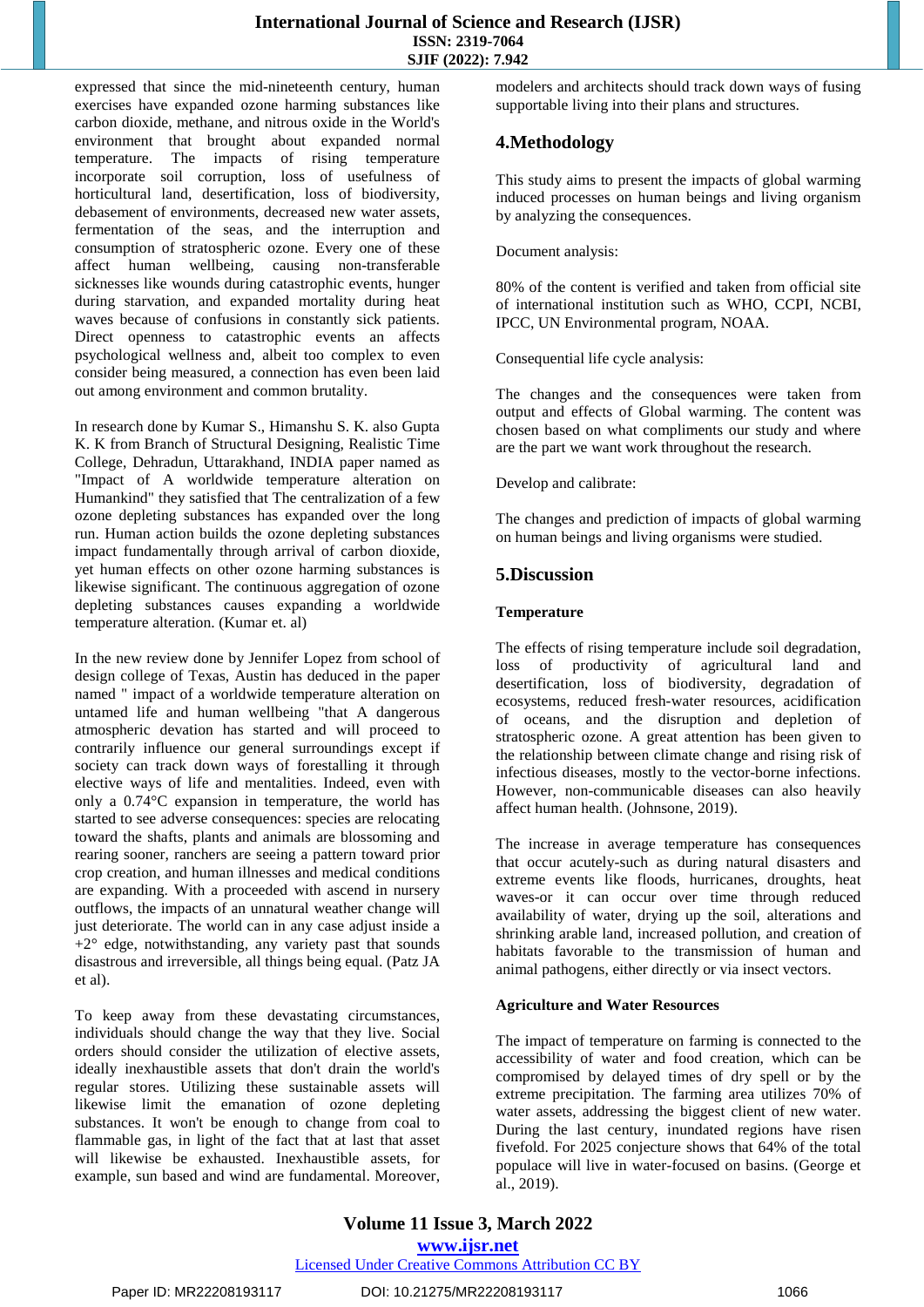expressed that since the mid-nineteenth century, human exercises have expanded ozone harming substances like carbon dioxide, methane, and nitrous oxide in the World's environment that brought about expanded normal temperature. The impacts of rising temperature incorporate soil corruption, loss of usefulness of horticultural land, desertification, loss of biodiversity, debasement of environments, decreased new water assets, fermentation of the seas, and the interruption and consumption of stratospheric ozone. Every one of these affect human wellbeing, causing non-transferable sicknesses like wounds during catastrophic events, hunger during starvation, and expanded mortality during heat waves because of confusions in constantly sick patients. Direct openness to catastrophic events an affects psychological wellness and, albeit too complex to even consider being measured, a connection has even been laid out among environment and common brutality.

In research done by Kumar S., Himanshu S. K. also Gupta K. K from Branch of Structural Designing, Realistic Time College, Dehradun, Uttarakhand, INDIA paper named as "Impact of A worldwide temperature alteration on Humankind" they satisfied that The centralization of a few ozone depleting substances has expanded over the long run. Human action builds the ozone depleting substances impact fundamentally through arrival of carbon dioxide, yet human effects on other ozone harming substances is likewise significant. The continuous aggregation of ozone depleting substances causes expanding a worldwide temperature alteration. (Kumar et. al)

In the new review done by Jennifer Lopez from school of design college of Texas, Austin has deduced in the paper named " impact of a worldwide temperature alteration on untamed life and human wellbeing "that A dangerous atmospheric devation has started and will proceed to contrarily influence our general surroundings except if society can track down ways of forestalling it through elective ways of life and mentalities. Indeed, even with only a 0.74°C expansion in temperature, the world has started to see adverse consequences: species are relocating toward the shafts, plants and animals are blossoming and rearing sooner, ranchers are seeing a pattern toward prior crop creation, and human illnesses and medical conditions are expanding. With a proceeded with ascend in nursery outflows, the impacts of an unnatural weather change will just deteriorate. The world can in any case adjust inside a +2° edge, notwithstanding, any variety past that sounds disastrous and irreversible, all things being equal. (Patz JA et al).

To keep away from these devastating circumstances, individuals should change the way that they live. Social orders should consider the utilization of elective assets, ideally inexhaustible assets that don't drain the world's regular stores. Utilizing these sustainable assets will likewise limit the emanation of ozone depleting substances. It won't be enough to change from coal to flammable gas, in light of the fact that at last that asset will likewise be exhausted. Inexhaustible assets, for example, sun based and wind are fundamental. Moreover, modelers and architects should track down ways of fusing supportable living into their plans and structures.

## 4.Methodology

This study aims to present the impacts of global warming induced processes on human beings and living organism by analyzing the consequences.

Document analysis:

80% of the content is verified and taken from official site of international institution such as WHO, CCPI, NCBI, IPCC, UN Environmental program, NOAA.

Consequential life cycle analysis:

The changes and the consequences were taken from output and effects of Global warming. The content was chosen based on what compliments our study and where are the part we want work throughout the research.

Develop and calibrate:

The changes and prediction of impacts of global warming on human beings and living organisms were studied.

## 5.Discussion

### Temperature

The effects of rising temperature include soil degradation, loss of productivity of agricultural land and desertification, loss of biodiversity, degradation of ecosystems, reduced fresh-water resources, acidification of oceans, and the disruption and depletion of stratospheric ozone. A great attention has been given to the relationship between climate change and rising risk of infectious diseases, mostly to the vector-borne infections. However, non-communicable diseases can also heavily affect human health. (Johnsone, 2019).

The increase in average temperature has consequences that occur acutely-such as during natural disasters and extreme events like floods, hurricanes, droughts, heat waves-or it can occur over time through reduced availability of water, drying up the soil, alterations and shrinking arable land, increased pollution, and creation of habitats favorable to the transmission of human and animal pathogens, either directly or via insect vectors.

### Agriculture and Water Resources

The impact of temperature on farming is connected to the accessibility of water and food creation, which can be compromised by delayed times of dry spell or by the extreme precipitation. The farming area utilizes 70% of water assets, addressing the biggest client of new water. During the last century, inundated regions have risen fivefold. For 2025 conjecture shows that 64% of the total populace will live in water-focused on basins. (George et al., 2019).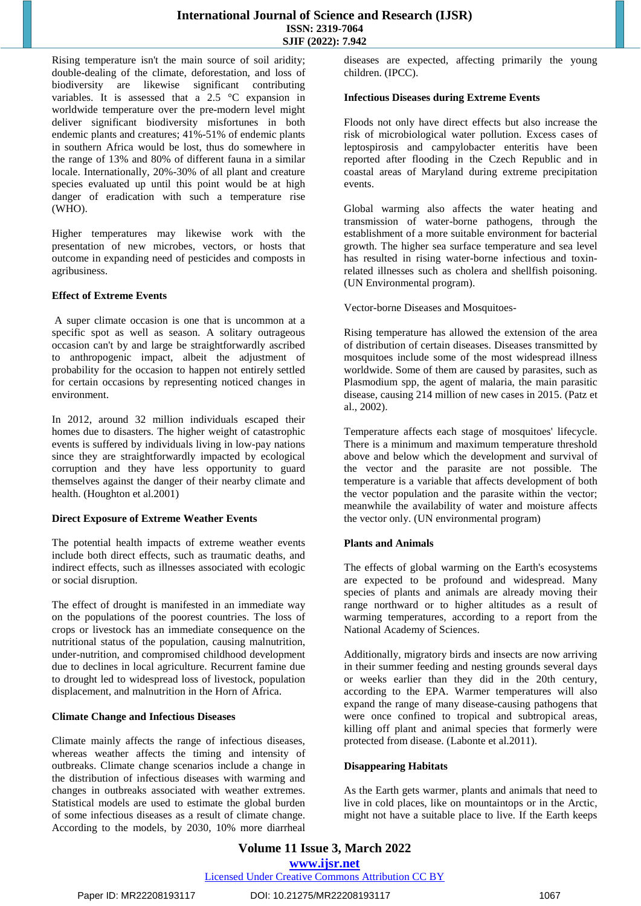Rising temperature isn't the main source of soil aridity; double-dealing of the climate, deforestation, and loss of biodiversity are likewise significant contributing variables. It is assessed that a 2.5 °C expansion in worldwide temperature over the pre-modern level might deliver significant biodiversity misfortunes in both endemic plants and creatures; 41%-51% of endemic plants in southern Africa would be lost, thus do somewhere in the range of 13% and 80% of different fauna in a similar locale. Internationally, 20%-30% of all plant and creature species evaluated up until this point would be at high danger of eradication with such a temperature rise (WHO).

Higher temperatures may likewise work with the presentation of new microbes, vectors, or hosts that outcome in expanding need of pesticides and composts in agribusiness.

**Effect of Extreme Events**

A super climate occasion is one that is uncommon at a specific spot as well as season. A solitary outrageous occasion can't by and large be straightforwardly ascribed to anthropogenic impact, albeit the adjustment of probability for the occasion to happen not entirely settled for certain occasions by representing noticed changes in environment.

In 2012, around 32 million individuals escaped their homes due to disasters. The higher weight of catastrophic events is suffered by individuals living in low-pay nations since they are straightforwardly impacted by ecological corruption and they have less opportunity to guard themselves against the danger of their nearby climate and health. (Houghton et al.2001)

**Direct Exposure of Extreme Weather Events**

The potential health impacts of extreme weather events include both direct effects, such as traumatic deaths, and indirect effects, such as illnesses associated with ecologic or social disruption.

The effect of drought is manifested in an immediate way on the populations of the poorest countries. The loss of crops or livestock has an immediate consequence on the nutritional status of the population, causing malnutrition, under-nutrition, and compromised childhood development due to declines in local agriculture. Recurrent famine due to drought led to widespread loss of livestock, population displacement, and malnutrition in the Horn of Africa.

**Climate Change and Infectious Diseases**

Climate mainly affects the range of infectious diseases, whereas weather affects the timing and intensity of outbreaks. Climate change scenarios include a change in the distribution of infectious diseases with warming and changes in outbreaks associated with weather extremes. Statistical models are used to estimate the global burden of some infectious diseases as a result of climate change. According to the models, by 2030, 10% more diarrheal diseases are expected, affecting primarily the young children. (IPCC).

**Infectious Diseases during Extreme Events**

Floods not only have direct effects but also increase the risk of microbiological water pollution. Excess cases of leptospirosis and campylobacter enteritis have been reported after flooding in the Czech Republic and in coastal areas of Maryland during extreme precipitation events.

Global warming also affects the water heating and transmission of water-borne pathogens, through the establishment of a more suitable environment for bacterial growth. The higher sea surface temperature and sea level has resulted in rising water-borne infectious and toxin-related illnesses such as cholera and shellfish poisoning. (UN Environmental program).

Vector-borne Diseases and Mosquitoes-

Rising temperature has allowed the extension of the area of distribution of certain diseases. Diseases transmitted by mosquitoes include some of the most widespread illness worldwide. Some of them are caused by parasites, such as Plasmodium spp, the agent of malaria, the main parasitic disease, causing 214 million of new cases in 2015. (Patz et al., 2002).

Temperature affects each stage of mosquitoes' lifecycle. There is a minimum and maximum temperature threshold above and below which the development and survival of the vector and the parasite are not possible. The temperature is a variable that affects development of both the vector population and the parasite within the vector; meanwhile the availability of water and moisture affects the vector only. (UN environmental program)

**Plants and Animals**

The effects of global warming on the Earth's ecosystems are expected to be profound and widespread. Many species of plants and animals are already moving their range northward or to higher altitudes as a result of warming temperatures, according to a report from the National Academy of Sciences.

Additionally, migratory birds and insects are now arriving in their summer feeding and nesting grounds several days or weeks earlier than they did in the 20th century, according to the EPA. Warmer temperatures will also expand the range of many disease-causing pathogens that were once confined to tropical and subtropical areas, killing off plant and animal species that formerly were protected from disease. (Labonte et al.2011).

**Disappearing Habitats**

As the Earth gets warmer, plants and animals that need to live in cold places, like on mountaintops or in the Arctic, might not have a suitable place to live. If the Earth keeps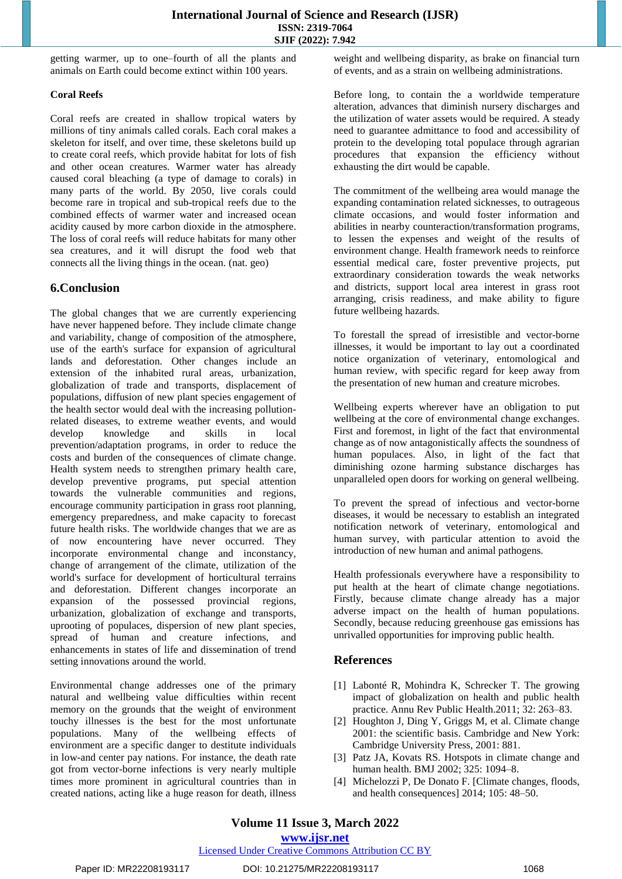getting warmer, up to one–fourth of all the plants and animals on Earth could become extinct within 100 years.

**Coral Reefs**

Coral reefs are created in shallow tropical waters by millions of tiny animals called corals. Each coral makes a skeleton for itself, and over time, these skeletons build up to create coral reefs, which provide habitat for lots of fish and other ocean creatures. Warmer water has already caused coral bleaching (a type of damage to corals) in many parts of the world. By 2050, live corals could become rare in tropical and sub-tropical reefs due to the combined effects of warmer water and increased ocean acidity caused by more carbon dioxide in the atmosphere. The loss of coral reefs will reduce habitats for many other sea creatures, and it will disrupt the food web that connects all the living things in the ocean. (nat. geo)

## 6.Conclusion

The global changes that we are currently experiencing have never happened before. They include climate change and variability, change of composition of the atmosphere, use of the earth's surface for expansion of agricultural lands and deforestation. Other changes include an extension of the inhabited rural areas, urbanization, globalization of trade and transports, displacement of populations, diffusion of new plant species engagement of the health sector would deal with the increasing pollution-related diseases, to extreme weather events, and would develop knowledge and skills in local prevention/adaptation programs, in order to reduce the costs and burden of the consequences of climate change. Health system needs to strengthen primary health care, develop preventive programs, put special attention towards the vulnerable communities and regions, encourage community participation in grass root planning, emergency preparedness, and make capacity to forecast future health risks. The worldwide changes that we are as of now encountering have never occurred. They incorporate environmental change and inconstancy, change of arrangement of the climate, utilization of the world's surface for development of horticultural terrains and deforestation. Different changes incorporate an expansion of the possessed provincial regions, urbanization, globalization of exchange and transports, uprooting of populaces, dispersion of new plant species, spread of human and creature infections, and enhancements in states of life and dissemination of trend setting innovations around the world.

Environmental change addresses one of the primary natural and wellbeing value difficulties within recent memory on the grounds that the weight of environment touchy illnesses is the best for the most unfortunate populations. Many of the wellbeing effects of environment are a specific danger to destitute individuals in low-and center pay nations. For instance, the death rate got from vector-borne infections is very nearly multiple times more prominent in agricultural countries than in created nations, acting like a huge reason for death, illness weight and wellbeing disparity, as brake on financial turn of events, and as a strain on wellbeing administrations.

Before long, to contain the a worldwide temperature alteration, advances that diminish nursery discharges and the utilization of water assets would be required. A steady need to guarantee admittance to food and accessibility of protein to the developing total populace through agrarian procedures that expansion the efficiency without exhausting the dirt would be capable.

The commitment of the wellbeing area would manage the expanding contamination related sicknesses, to outrageous climate occasions, and would foster information and abilities in nearby counteraction/transformation programs, to lessen the expenses and weight of the results of environment change. Health framework needs to reinforce essential medical care, foster preventive projects, put extraordinary consideration towards the weak networks and districts, support local area interest in grass root arranging, crisis readiness, and make ability to figure future wellbeing hazards.

To forestall the spread of irresistible and vector-borne illnesses, it would be important to lay out a coordinated notice organization of veterinary, entomological and human review, with specific regard for keep away from the presentation of new human and creature microbes.

Wellbeing experts wherever have an obligation to put wellbeing at the core of environmental change exchanges. First and foremost, in light of the fact that environmental change as of now antagonistically affects the soundness of human populaces. Also, in light of the fact that diminishing ozone harming substance discharges has unparalleled open doors for working on general wellbeing.

To prevent the spread of infectious and vector-borne diseases, it would be necessary to establish an integrated notification network of veterinary, entomological and human survey, with particular attention to avoid the introduction of new human and animal pathogens.

Health professionals everywhere have a responsibility to put health at the heart of climate change negotiations. Firstly, because climate change already has a major adverse impact on the health of human populations. Secondly, because reducing greenhouse gas emissions has unrivalled opportunities for improving public health.

## References

[1] Labonté R, Mohindra K, Schrecker T. The growing impact of globalization on health and public health practice. Annu Rev Public Health.2011; 32: 263–83.

[2] Houghton J, Ding Y, Griggs M, et al. Climate change 2001: the scientific basis. Cambridge and New York: Cambridge University Press, 2001: 881.

[3] Patz JA, Kovats RS. Hotspots in climate change and human health. BMJ 2002; 325: 1094–8.

[4] Michelozzi P, De Donato F. [Climate changes, floods, and health consequences] 2014; 105: 48–50.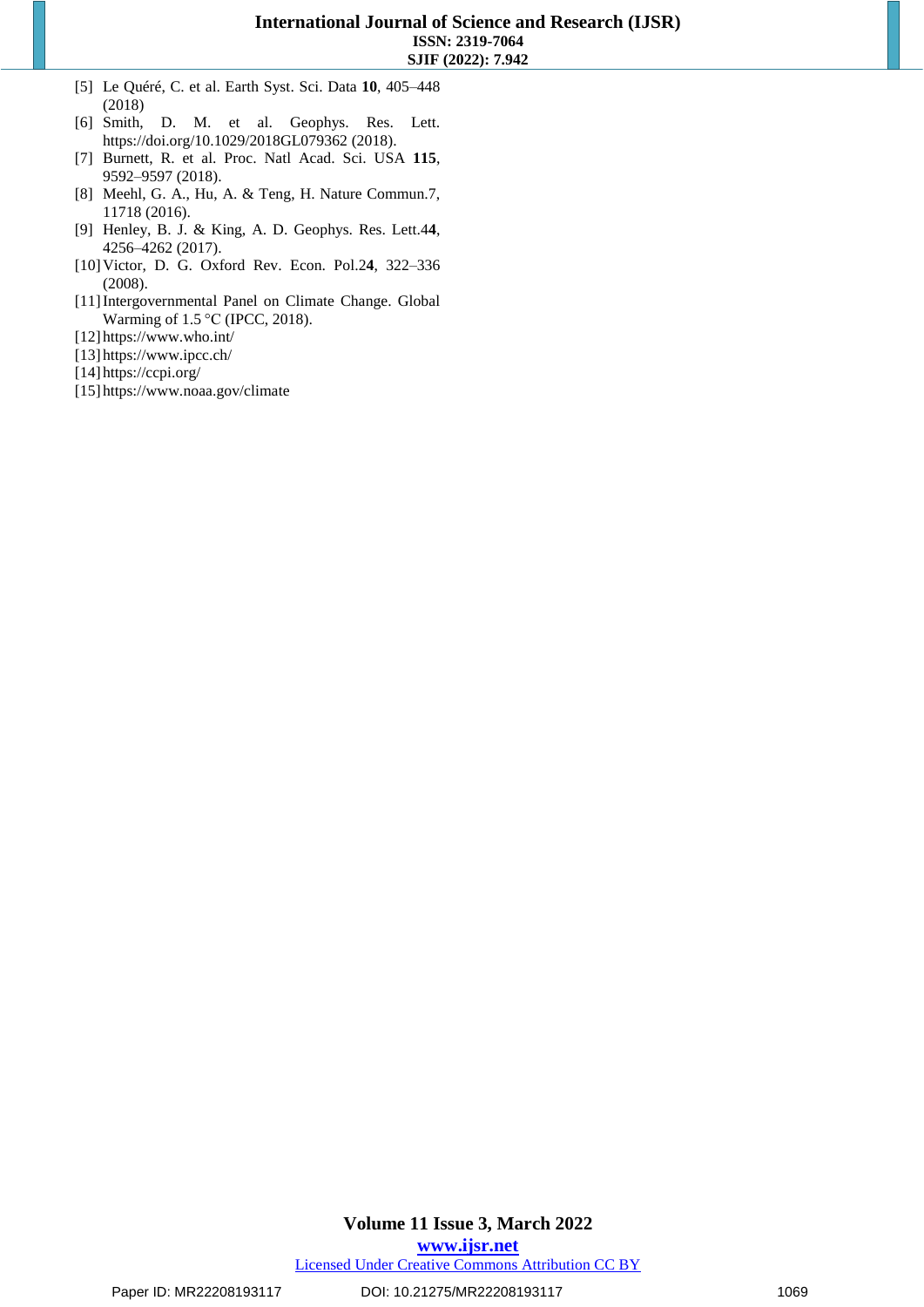[5] Le Quéré, C. et al. Earth Syst. Sci. Data **10**, 405–448 (2018)

[6] Smith, D. M. et al. Geophys. Res. Lett. https://doi.org/10.1029/2018GL079362 (2018).

[7] Burnett, R. et al. Proc. Natl Acad. Sci. USA **115**, 9592–9597 (2018).

[8] Meehl, G. A., Hu, A. & Teng, H. Nature Commun.7, 11718 (2016).

[9] Henley, B. J. & King, A. D. Geophys. Res. Lett.4**4**, 4256–4262 (2017).

[10] Victor, D. G. Oxford Rev. Econ. Pol.2**4**, 322–336 (2008).

[11] Intergovernmental Panel on Climate Change. Global Warming of 1.5 °C (IPCC, 2018).

[12] https://www.who.int/

[13] https://www.ipcc.ch/

[14] https://ccpi.org/

[15] https://www.noaa.gov/climate